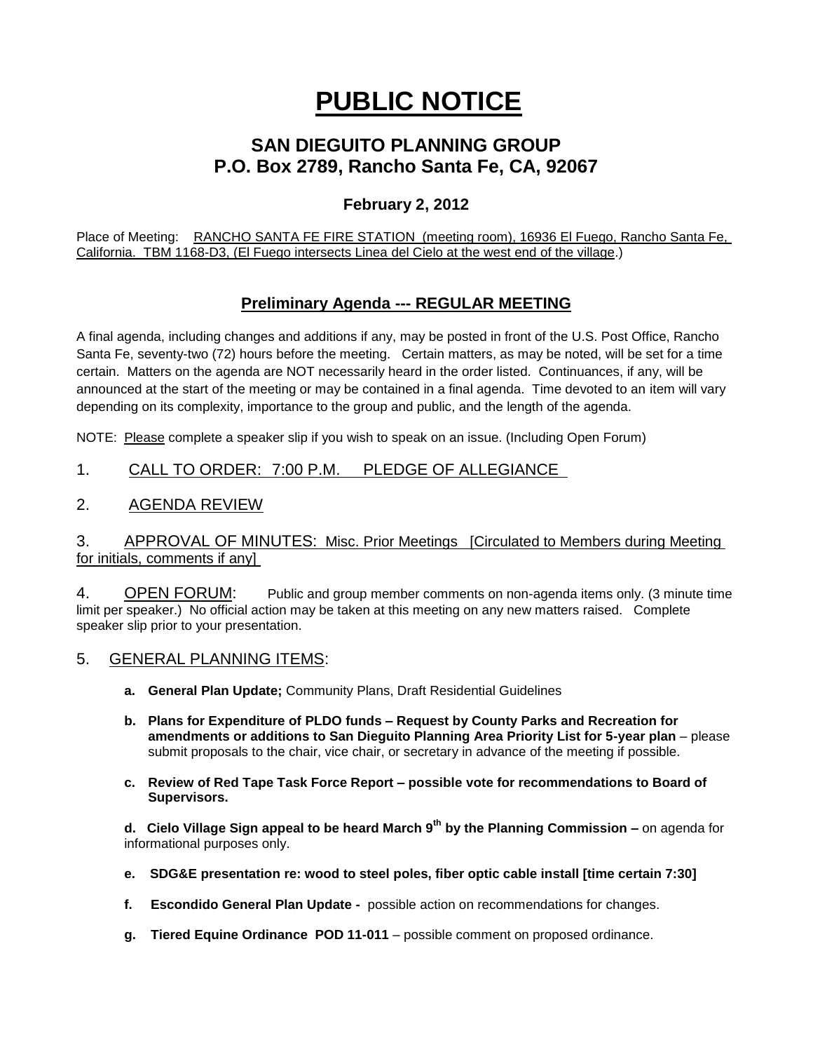# PUBLIC NOTICE

## SAN DIEGUITO PLANNING GROUP
## P.O. Box 2789, Rancho Santa Fe, CA, 92067

### February 2, 2012

Place of Meeting: RANCHO SANTA FE FIRE STATION (meeting room), 16936 El Fuego, Rancho Santa Fe, California. TBM 1168-D3, (El Fuego intersects Linea del Cielo at the west end of the village.)

### Preliminary Agenda --- REGULAR MEETING

A final agenda, including changes and additions if any, may be posted in front of the U.S. Post Office, Rancho Santa Fe, seventy-two (72) hours before the meeting. Certain matters, as may be noted, will be set for a time certain. Matters on the agenda are NOT necessarily heard in the order listed. Continuances, if any, will be announced at the start of the meeting or may be contained in a final agenda. Time devoted to an item will vary depending on its complexity, importance to the group and public, and the length of the agenda.

NOTE: Please complete a speaker slip if you wish to speak on an issue. (Including Open Forum)

1. CALL TO ORDER: 7:00 P.M. PLEDGE OF ALLEGIANCE

2. AGENDA REVIEW

3. APPROVAL OF MINUTES: Misc. Prior Meetings [Circulated to Members during Meeting for initials, comments if any]

4. OPEN FORUM: Public and group member comments on non-agenda items only. (3 minute time limit per speaker.) No official action may be taken at this meeting on any new matters raised. Complete speaker slip prior to your presentation.

5. GENERAL PLANNING ITEMS:

   a. **General Plan Update;** Community Plans, Draft Residential Guidelines

   b. **Plans for Expenditure of PLDO funds – Request by County Parks and Recreation for amendments or additions to San Dieguito Planning Area Priority List for 5-year plan** – please submit proposals to the chair, vice chair, or secretary in advance of the meeting if possible.

   c. **Review of Red Tape Task Force Report – possible vote for recommendations to Board of Supervisors.**

   d. **Cielo Village Sign appeal to be heard March 9th by the Planning Commission –** on agenda for informational purposes only.

   e. **SDG&E presentation re: wood to steel poles, fiber optic cable install [time certain 7:30]**

   f. **Escondido General Plan Update -** possible action on recommendations for changes.

   g. **Tiered Equine Ordinance POD 11-011** – possible comment on proposed ordinance.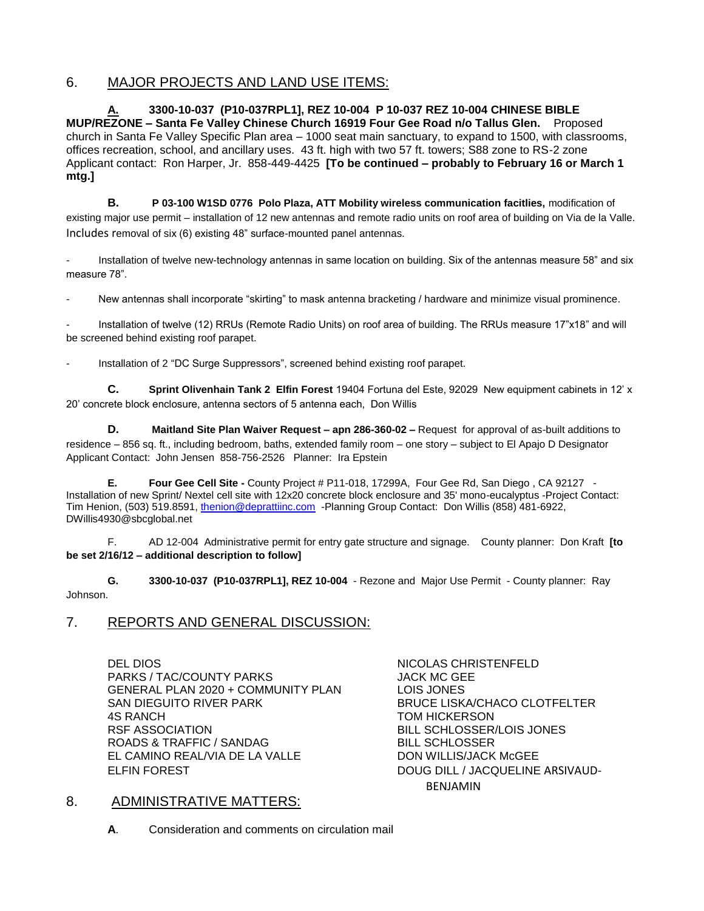## 6. MAJOR PROJECTS AND LAND USE ITEMS:

**A. 3300-10-037 (P10-037RPL1], REZ 10-004 P 10-037 REZ 10-004 CHINESE BIBLE MUP/REZONE – Santa Fe Valley Chinese Church 16919 Four Gee Road n/o Tallus Glen.** Proposed church in Santa Fe Valley Specific Plan area – 1000 seat main sanctuary, to expand to 1500, with classrooms, offices recreation, school, and ancillary uses. 43 ft. high with two 57 ft. towers; S88 zone to RS-2 zone Applicant contact: Ron Harper, Jr. 858-449-4425 **[To be continued – probably to February 16 or March 1 mtg.]**

**B. P 03-100 W1SD 0776 Polo Plaza, ATT Mobility wireless communication facitlies,** modification of existing major use permit – installation of 12 new antennas and remote radio units on roof area of building on Via de la Valle. Includes removal of six (6) existing 48" surface-mounted panel antennas.

- Installation of twelve new-technology antennas in same location on building. Six of the antennas measure 58" and six measure 78".
- New antennas shall incorporate "skirting" to mask antenna bracketing / hardware and minimize visual prominence.
- Installation of twelve (12) RRUs (Remote Radio Units) on roof area of building. The RRUs measure 17"x18" and will be screened behind existing roof parapet.
- Installation of 2 "DC Surge Suppressors", screened behind existing roof parapet.

**C. Sprint Olivenhain Tank 2 Elfin Forest** 19404 Fortuna del Este, 92029 New equipment cabinets in 12' x 20' concrete block enclosure, antenna sectors of 5 antenna each, Don Willis

**D. Maitland Site Plan Waiver Request – apn 286-360-02 –** Request for approval of as-built additions to residence – 856 sq. ft., including bedroom, baths, extended family room – one story – subject to El Apajo D Designator Applicant Contact: John Jensen 858-756-2526 Planner: Ira Epstein

**E. Four Gee Cell Site -** County Project # P11-018, 17299A, Four Gee Rd, San Diego , CA 92127 - Installation of new Sprint/ Nextel cell site with 12x20 concrete block enclosure and 35' mono-eucalyptus -Project Contact: Tim Henion, (503) 519.8591, thenion@deprattiinc.com -Planning Group Contact: Don Willis (858) 481-6922, DWillis4930@sbcglobal.net

F. AD 12-004 Administrative permit for entry gate structure and signage. County planner: Don Kraft **[to be set 2/16/12 – additional description to follow]**

**G. 3300-10-037 (P10-037RPL1], REZ 10-004** - Rezone and Major Use Permit - County planner: Ray Johnson.

## 7. REPORTS AND GENERAL DISCUSSION:

| | |
|---|---|
| DEL DIOS | NICOLAS CHRISTENFELD |
| PARKS / TAC/COUNTY PARKS | JACK MC GEE |
| GENERAL PLAN 2020 + COMMUNITY PLAN | LOIS JONES |
| SAN DIEGUITO RIVER PARK | BRUCE LISKA/CHACO CLOTFELTER |
| 4S RANCH | TOM HICKERSON |
| RSF ASSOCIATION | BILL SCHLOSSER/LOIS JONES |
| ROADS & TRAFFIC / SANDAG | BILL SCHLOSSER |
| EL CAMINO REAL/VIA DE LA VALLE | DON WILLIS/JACK McGEE |
| ELFIN FOREST | DOUG DILL / JACQUELINE ARSIVAUD-BENJAMIN |

## 8. ADMINISTRATIVE MATTERS:

**A**. Consideration and comments on circulation mail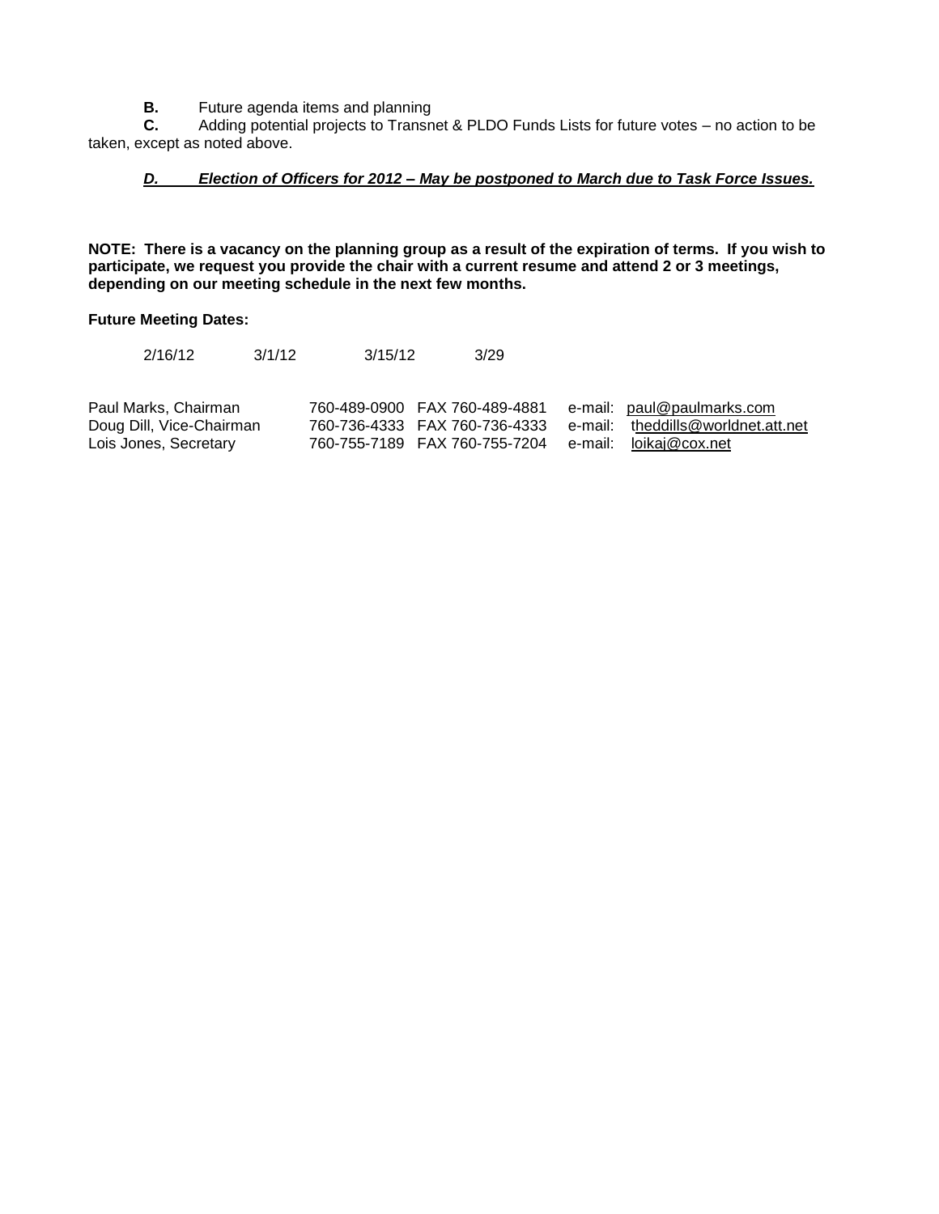**B.** Future agenda items and planning

**C.** Adding potential projects to Transnet & PLDO Funds Lists for future votes – no action to be taken, except as noted above.

***D. Election of Officers for 2012 – May be postponed to March due to Task Force Issues.***

**NOTE: There is a vacancy on the planning group as a result of the expiration of terms. If you wish to participate, we request you provide the chair with a current resume and attend 2 or 3 meetings, depending on our meeting schedule in the next few months.**

**Future Meeting Dates:**

2/16/12 3/1/12 3/15/12 3/29

| | | | |
|---|---|---|---|
| Paul Marks, Chairman | 760-489-0900 | FAX 760-489-4881 | e-mail: paul@paulmarks.com |
| Doug Dill, Vice-Chairman | 760-736-4333 | FAX 760-736-4333 | e-mail: theddills@worldnet.att.net |
| Lois Jones, Secretary | 760-755-7189 | FAX 760-755-7204 | e-mail: loikaj@cox.net |